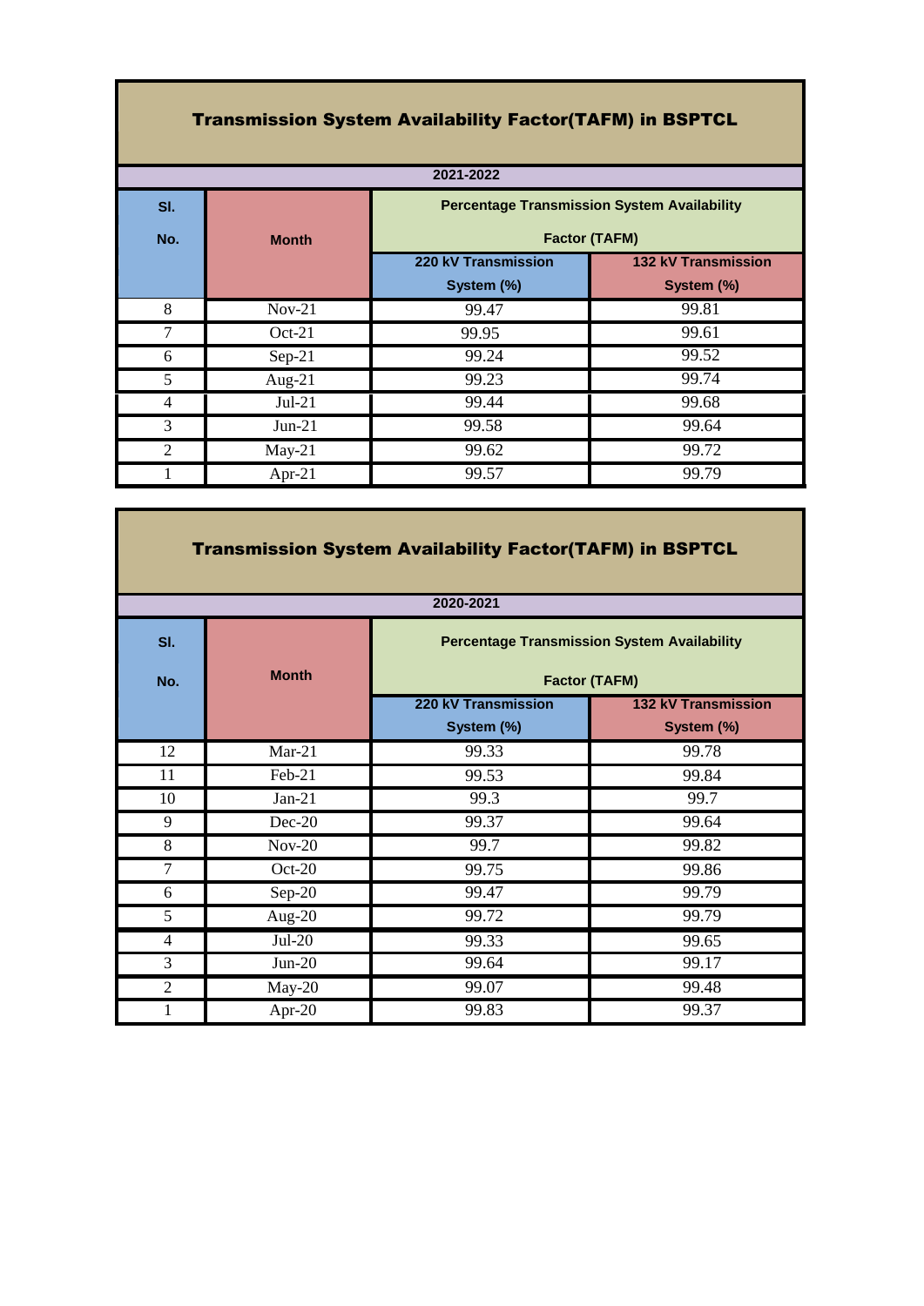## Transmission System Availability Factor(TAFM) in BSPTCL

**2021-2022**

| Sl. No. | Month | Percentage Transmission System Availability Factor (TAFM) | |
|---|---|---|---|
| | | 220 kV Transmission System (%) | 132 kV Transmission System (%) |
| 8 | Nov-21 | 99.47 | 99.81 |
| 7 | Oct-21 | 99.95 | 99.61 |
| 6 | Sep-21 | 99.24 | 99.52 |
| 5 | Aug-21 | 99.23 | 99.74 |
| 4 | Jul-21 | 99.44 | 99.68 |
| 3 | Jun-21 | 99.58 | 99.64 |
| 2 | May-21 | 99.62 | 99.72 |
| 1 | Apr-21 | 99.57 | 99.79 |

## Transmission System Availability Factor(TAFM) in BSPTCL

**2020-2021**

| Sl. No. | Month | Percentage Transmission System Availability Factor (TAFM) | |
|---|---|---|---|
| | | 220 kV Transmission System (%) | 132 kV Transmission System (%) |
| 12 | Mar-21 | 99.33 | 99.78 |
| 11 | Feb-21 | 99.53 | 99.84 |
| 10 | Jan-21 | 99.3 | 99.7 |
| 9 | Dec-20 | 99.37 | 99.64 |
| 8 | Nov-20 | 99.7 | 99.82 |
| 7 | Oct-20 | 99.75 | 99.86 |
| 6 | Sep-20 | 99.47 | 99.79 |
| 5 | Aug-20 | 99.72 | 99.79 |
| 4 | Jul-20 | 99.33 | 99.65 |
| 3 | Jun-20 | 99.64 | 99.17 |
| 2 | May-20 | 99.07 | 99.48 |
| 1 | Apr-20 | 99.83 | 99.37 |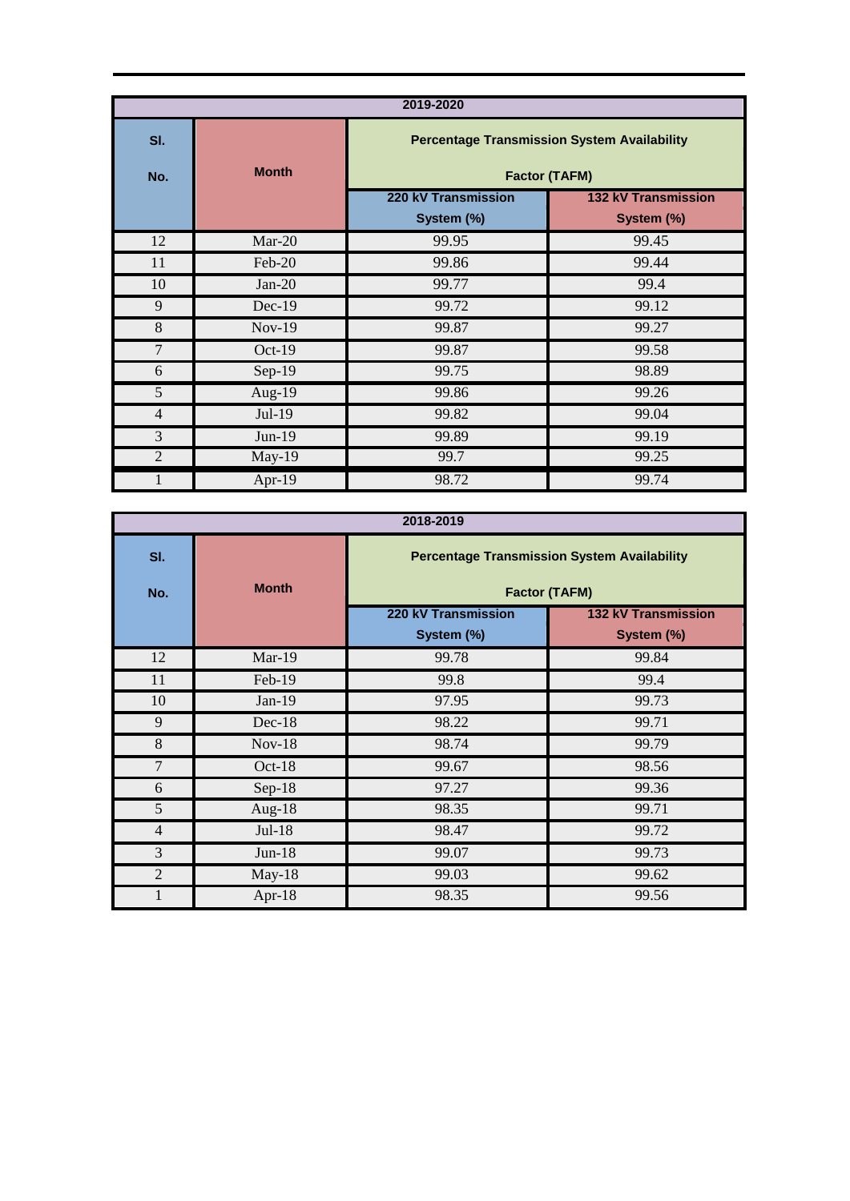| 2019-2020 | | | |
|---|---|---|---|
| Sl. No. | Month | Percentage Transmission System Availability Factor (TAFM) | |
| | | 220 kV Transmission System (%) | 132 kV Transmission System (%) |
| 12 | Mar-20 | 99.95 | 99.45 |
| 11 | Feb-20 | 99.86 | 99.44 |
| 10 | Jan-20 | 99.77 | 99.4 |
| 9 | Dec-19 | 99.72 | 99.12 |
| 8 | Nov-19 | 99.87 | 99.27 |
| 7 | Oct-19 | 99.87 | 99.58 |
| 6 | Sep-19 | 99.75 | 98.89 |
| 5 | Aug-19 | 99.86 | 99.26 |
| 4 | Jul-19 | 99.82 | 99.04 |
| 3 | Jun-19 | 99.89 | 99.19 |
| 2 | May-19 | 99.7 | 99.25 |
| 1 | Apr-19 | 98.72 | 99.74 |

| 2018-2019 | | | |
|---|---|---|---|
| Sl. No. | Month | Percentage Transmission System Availability Factor (TAFM) | |
| | | 220 kV Transmission System (%) | 132 kV Transmission System (%) |
| 12 | Mar-19 | 99.78 | 99.84 |
| 11 | Feb-19 | 99.8 | 99.4 |
| 10 | Jan-19 | 97.95 | 99.73 |
| 9 | Dec-18 | 98.22 | 99.71 |
| 8 | Nov-18 | 98.74 | 99.79 |
| 7 | Oct-18 | 99.67 | 98.56 |
| 6 | Sep-18 | 97.27 | 99.36 |
| 5 | Aug-18 | 98.35 | 99.71 |
| 4 | Jul-18 | 98.47 | 99.72 |
| 3 | Jun-18 | 99.07 | 99.73 |
| 2 | May-18 | 99.03 | 99.62 |
| 1 | Apr-18 | 98.35 | 99.56 |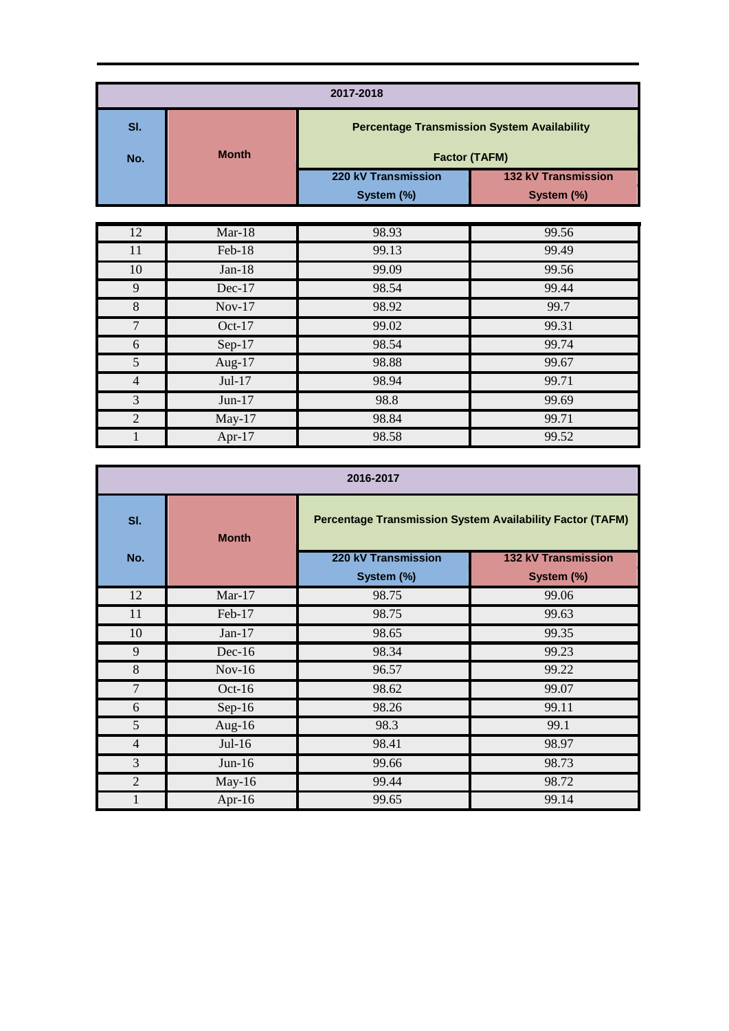| 2017-2018 | | | |
|---|---|---|---|
| Sl. No. | Month | Percentage Transmission System Availability Factor (TAFM) | |
| | | 220 kV Transmission System (%) | 132 kV Transmission System (%) |
| 12 | Mar-18 | 98.93 | 99.56 |
| 11 | Feb-18 | 99.13 | 99.49 |
| 10 | Jan-18 | 99.09 | 99.56 |
| 9 | Dec-17 | 98.54 | 99.44 |
| 8 | Nov-17 | 98.92 | 99.7 |
| 7 | Oct-17 | 99.02 | 99.31 |
| 6 | Sep-17 | 98.54 | 99.74 |
| 5 | Aug-17 | 98.88 | 99.67 |
| 4 | Jul-17 | 98.94 | 99.71 |
| 3 | Jun-17 | 98.8 | 99.69 |
| 2 | May-17 | 98.84 | 99.71 |
| 1 | Apr-17 | 98.58 | 99.52 |

| 2016-2017 | | | |
|---|---|---|---|
| Sl. No. | Month | Percentage Transmission System Availability Factor (TAFM) | |
| | | 220 kV Transmission System (%) | 132 kV Transmission System (%) |
| 12 | Mar-17 | 98.75 | 99.06 |
| 11 | Feb-17 | 98.75 | 99.63 |
| 10 | Jan-17 | 98.65 | 99.35 |
| 9 | Dec-16 | 98.34 | 99.23 |
| 8 | Nov-16 | 96.57 | 99.22 |
| 7 | Oct-16 | 98.62 | 99.07 |
| 6 | Sep-16 | 98.26 | 99.11 |
| 5 | Aug-16 | 98.3 | 99.1 |
| 4 | Jul-16 | 98.41 | 98.97 |
| 3 | Jun-16 | 99.66 | 98.73 |
| 2 | May-16 | 99.44 | 98.72 |
| 1 | Apr-16 | 99.65 | 99.14 |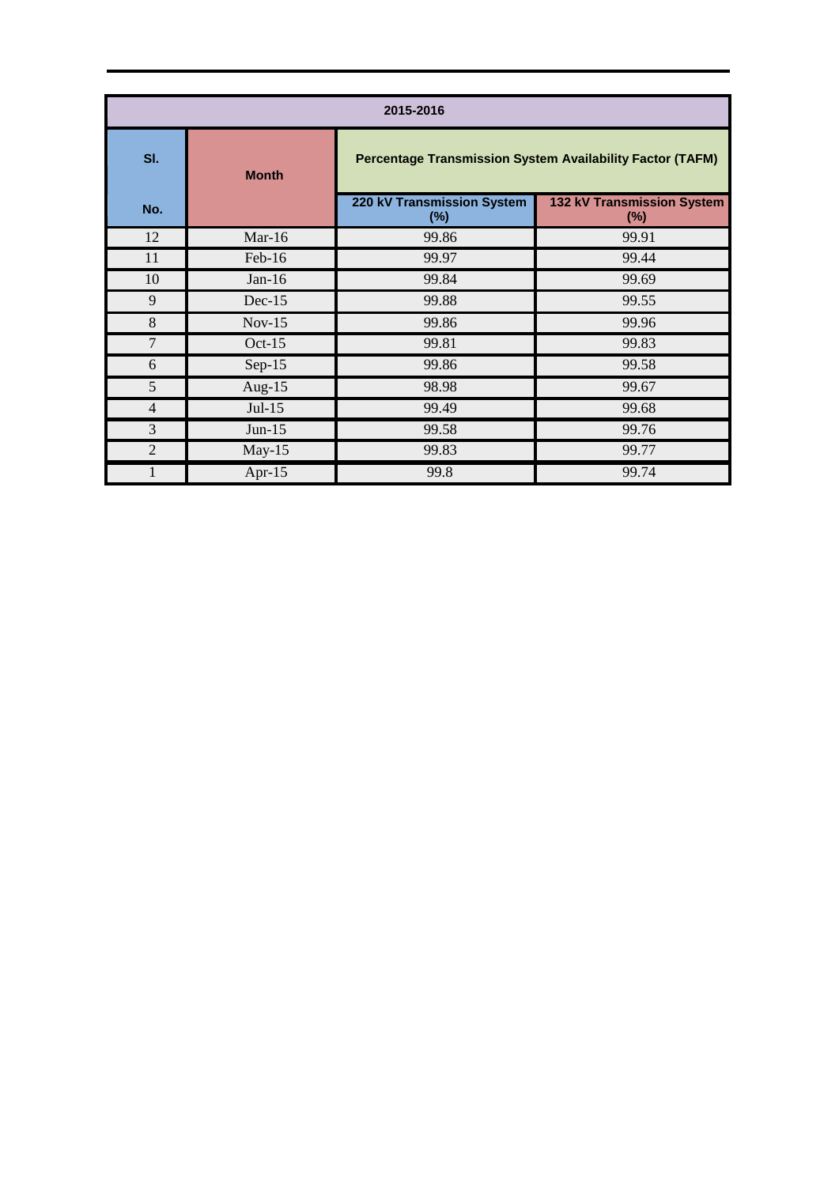| 2015-2016 | | | |
|---|---|---|---|
| Sl. No. | Month | Percentage Transmission System Availability Factor (TAFM) | |
| | | 220 kV Transmission System (%) | 132 kV Transmission System (%) |
| 12 | Mar-16 | 99.86 | 99.91 |
| 11 | Feb-16 | 99.97 | 99.44 |
| 10 | Jan-16 | 99.84 | 99.69 |
| 9 | Dec-15 | 99.88 | 99.55 |
| 8 | Nov-15 | 99.86 | 99.96 |
| 7 | Oct-15 | 99.81 | 99.83 |
| 6 | Sep-15 | 99.86 | 99.58 |
| 5 | Aug-15 | 98.98 | 99.67 |
| 4 | Jul-15 | 99.49 | 99.68 |
| 3 | Jun-15 | 99.58 | 99.76 |
| 2 | May-15 | 99.83 | 99.77 |
| 1 | Apr-15 | 99.8 | 99.74 |